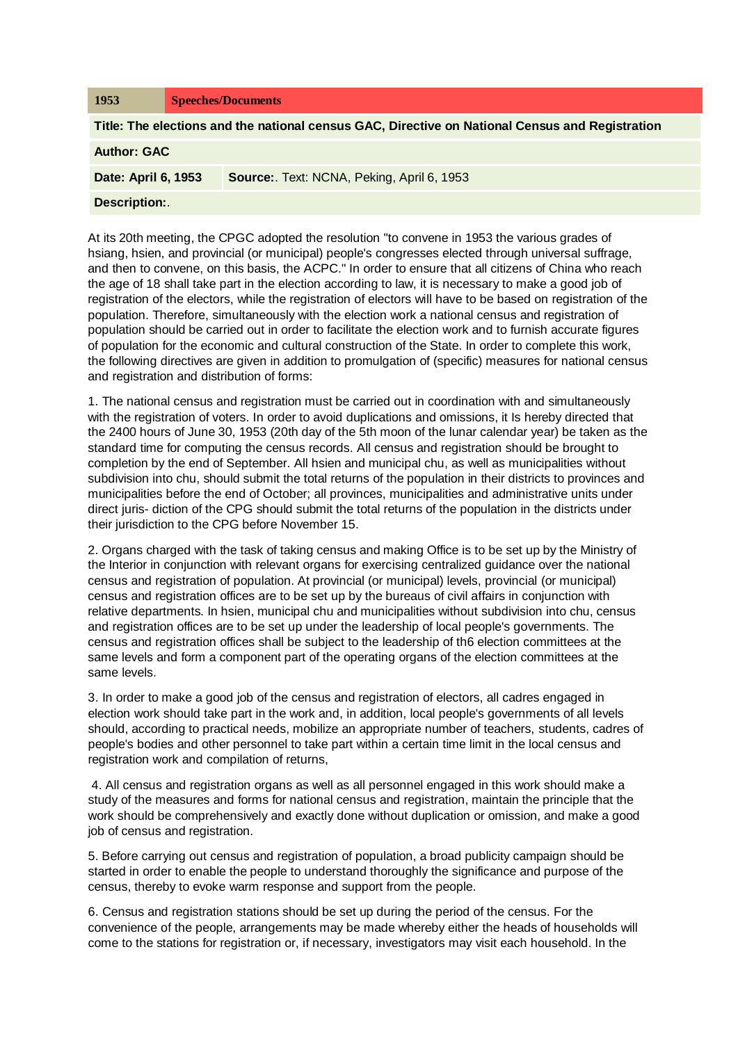| 1953 | Speeches/Documents |
| --- | --- |
| **Title: The elections and the national census GAC, Directive on National Census and Registration** | |
| **Author: GAC** | |
| **Date: April 6, 1953** | **Source:**. Text: NCNA, Peking, April 6, 1953 |
| **Description:**. | |

At its 20th meeting, the CPGC adopted the resolution "to convene in 1953 the various grades of hsiang, hsien, and provincial (or municipal) people's congresses elected through universal suffrage, and then to convene, on this basis, the ACPC." In order to ensure that all citizens of China who reach the age of 18 shall take part in the election according to law, it is necessary to make a good job of registration of the electors, while the registration of electors will have to be based on registration of the population. Therefore, simultaneously with the election work a national census and registration of population should be carried out in order to facilitate the election work and to furnish accurate figures of population for the economic and cultural construction of the State. In order to complete this work, the following directives are given in addition to promulgation of (specific) measures for national census and registration and distribution of forms:

1. The national census and registration must be carried out in coordination with and simultaneously with the registration of voters. In order to avoid duplications and omissions, it Is hereby directed that the 2400 hours of June 30, 1953 (20th day of the 5th moon of the lunar calendar year) be taken as the standard time for computing the census records. All census and registration should be brought to completion by the end of September. All hsien and municipal chu, as well as municipalities without subdivision into chu, should submit the total returns of the population in their districts to provinces and municipalities before the end of October; all provinces, municipalities and administrative units under direct juris- diction of the CPG should submit the total returns of the population in the districts under their jurisdiction to the CPG before November 15.

2. Organs charged with the task of taking census and making Office is to be set up by the Ministry of the Interior in conjunction with relevant organs for exercising centralized guidance over the national census and registration of population. At provincial (or municipal) levels, provincial (or municipal) census and registration offices are to be set up by the bureaus of civil affairs in conjunction with relative departments. In hsien, municipal chu and municipalities without subdivision into chu, census and registration offices are to be set up under the leadership of local people's governments. The census and registration offices shall be subject to the leadership of th6 election committees at the same levels and form a component part of the operating organs of the election committees at the same levels.

3. In order to make a good job of the census and registration of electors, all cadres engaged in election work should take part in the work and, in addition, local people's governments of all levels should, according to practical needs, mobilize an appropriate number of teachers, students, cadres of people's bodies and other personnel to take part within a certain time limit in the local census and registration work and compilation of returns,

4. All census and registration organs as well as all personnel engaged in this work should make a study of the measures and forms for national census and registration, maintain the principle that the work should be comprehensively and exactly done without duplication or omission, and make a good job of census and registration.

5. Before carrying out census and registration of population, a broad publicity campaign should be started in order to enable the people to understand thoroughly the significance and purpose of the census, thereby to evoke warm response and support from the people.

6. Census and registration stations should be set up during the period of the census. For the convenience of the people, arrangements may be made whereby either the heads of households will come to the stations for registration or, if necessary, investigators may visit each household. In the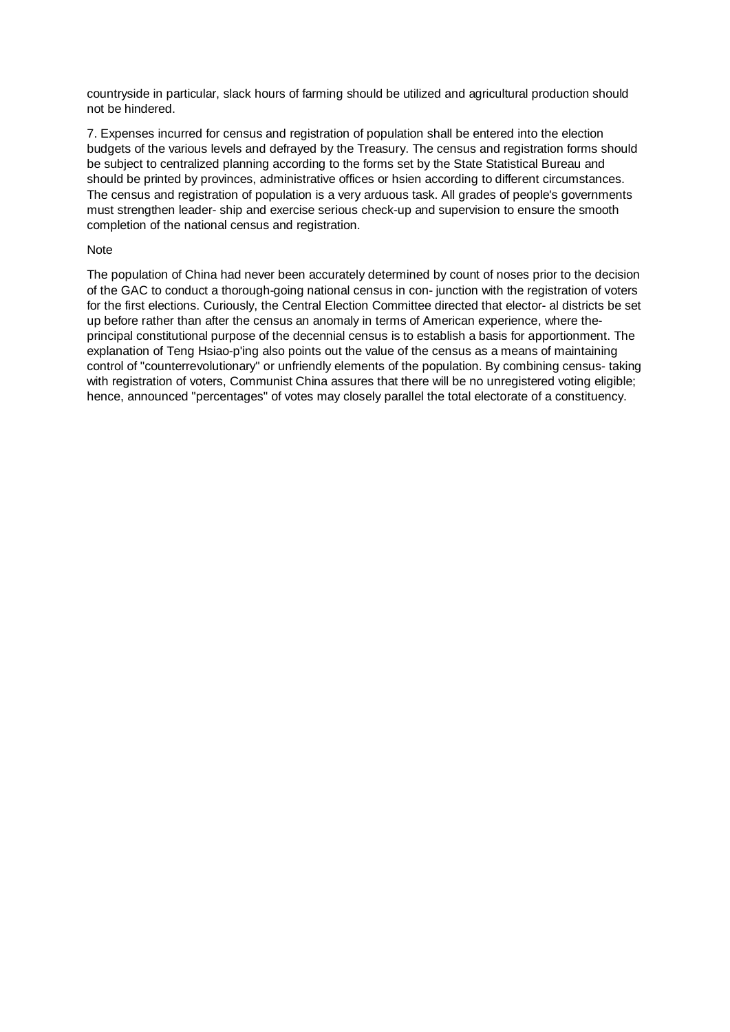countryside in particular, slack hours of farming should be utilized and agricultural production should not be hindered.

7. Expenses incurred for census and registration of population shall be entered into the election budgets of the various levels and defrayed by the Treasury. The census and registration forms should be subject to centralized planning according to the forms set by the State Statistical Bureau and should be printed by provinces, administrative offices or hsien according to different circumstances. The census and registration of population is a very arduous task. All grades of people's governments must strengthen leader- ship and exercise serious check-up and supervision to ensure the smooth completion of the national census and registration.

Note

The population of China had never been accurately determined by count of noses prior to the decision of the GAC to conduct a thorough-going national census in con- junction with the registration of voters for the first elections. Curiously, the Central Election Committee directed that elector- al districts be set up before rather than after the census an anomaly in terms of American experience, where the- principal constitutional purpose of the decennial census is to establish a basis for apportionment. The explanation of Teng Hsiao-p'ing also points out the value of the census as a means of maintaining control of "counterrevolutionary" or unfriendly elements of the population. By combining census- taking with registration of voters, Communist China assures that there will be no unregistered voting eligible; hence, announced "percentages" of votes may closely parallel the total electorate of a constituency.